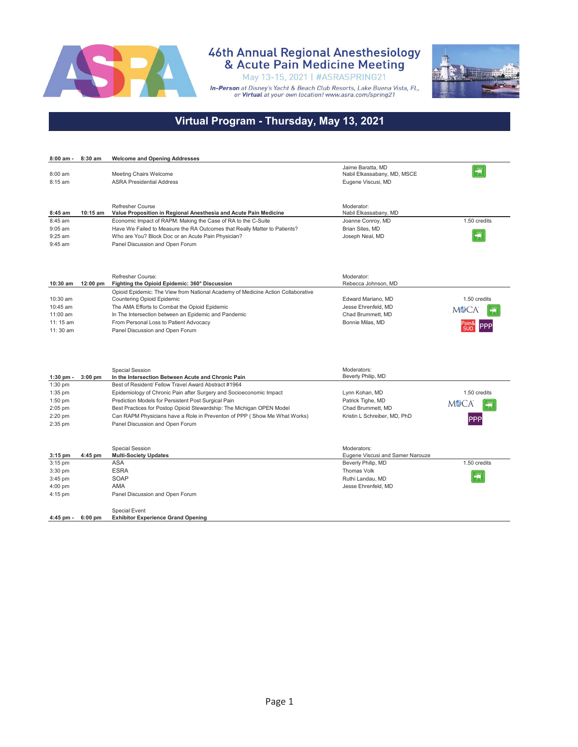# 46th Annual Regional Anesthesiology & Acute Pain Medicine Meeting

May 13-15, 2021 | #ASRASPRING21

*In-Person at Disney's Yacht & Beach Club Resorts, Lake Buena Vista, FL, or Virtual at your own location! www.asra.com/spring21*

## Virtual Program - Thursday, May 13, 2021

| Time | | Session | Speaker | Credits |
|---|---|---|---|---|
| **8:00 am -** | **8:30 am** | **Welcome and Opening Addresses** | | |
| 8:00 am | | Meeting Chairs Welcome | Jaime Baratta, MD<br>Nabil Elkassabany, MD, MSCE | |
| 8:15 am | | ASRA Presidential Address | Eugene Viscusi, MD | |
| **8:45 am** | **10:15 am** | Refresher Course<br>**Value Proposition in Regional Anesthesia and Acute Pain Medicine** | Moderator:<br>Nabil Elkassabany, MD | |
| 8:45 am | | Economic Impact of RAPM: Making the Case of RA to the C-Suite | Joanne Conroy, MD | 1.50 credits |
| 9:05 am | | Have We Failed to Measure the RA Outcomes that Really Matter to Patients? | Brian Sites, MD | |
| 9:25 am | | Who are You? Block Doc or an Acute Pain Physician? | Joseph Neal, MD | |
| 9:45 am | | Panel Discussion and Open Forum | | |
| **10:30 am** | **12:00 pm** | Refresher Course:<br>**Fighting the Opioid Epidemic: 360° Discussion** | Moderator:<br>Rebecca Johnson, MD | |
| 10:30 am | | Opioid Epidemic: The View from National Academy of Medicine Action Collaborative Countering Opioid Epidemic | Edward Mariano, MD | 1.50 credits<br>MOCA<br>Pain& SUD<br>PPP |
| 10:45 am | | The AMA Efforts to Combat the Opioid Epidemic | Jesse Ehrenfeld, MD | |
| 11:00 am | | In The Intersection between an Epidemic and Pandemic | Chad Brummett, MD | |
| 11: 15 am | | From Personal Loss to Patient Advocacy | Bonnie Milas, MD | |
| 11: 30 am | | Panel Discussion and Open Forum | | |
| **1:30 pm -** | **3:00 pm** | Special Session<br>**In the Intersection Between Acute and Chronic Pain** | Moderators:<br>Beverly Philip, MD | |
| 1:30 pm | | Best of Resident/ Fellow Travel Award Abstract #1964 | | |
| 1:35 pm | | Epidemiology of Chronic Pain after Surgery and Socioeconomic Impact | Lynn Kohan, MD | 1.50 credits<br>MOCA<br>PPP |
| 1:50 pm | | Prediction Models for Persistent Post Surgical Pain | Patrick Tighe, MD | |
| 2:05 pm | | Best Practices for Postop Opioid Stewardship: The Michigan OPEN Model | Chad Brummett, MD | |
| 2:20 pm | | Can RAPM Physicians have a Role in Preventon of PPP ( Show Me What Works) | Kristin L Schreiber, MD, PhD | |
| 2:35 pm | | Panel Discussion and Open Forum | | |
| **3:15 pm** | **4:45 pm** | Special Session<br>**Multi-Society Updates** | Moderators:<br>Eugene Viscusi and Samer Narouze | |
| 3:15 pm | | ASA | Beverly Philip, MD | 1.50 credits |
| 3:30 pm | | ESRA | Thomas Volk | |
| 3:45 pm | | SOAP | Ruthi Landau, MD | |
| 4:00 pm | | AMA | Jesse Ehrenfeld, MD | |
| 4:15 pm | | Panel Discussion and Open Forum | | |
| **4:45 pm -** | **6:00 pm** | Special Event<br>**Exhibitor Experience Grand Opening** | | |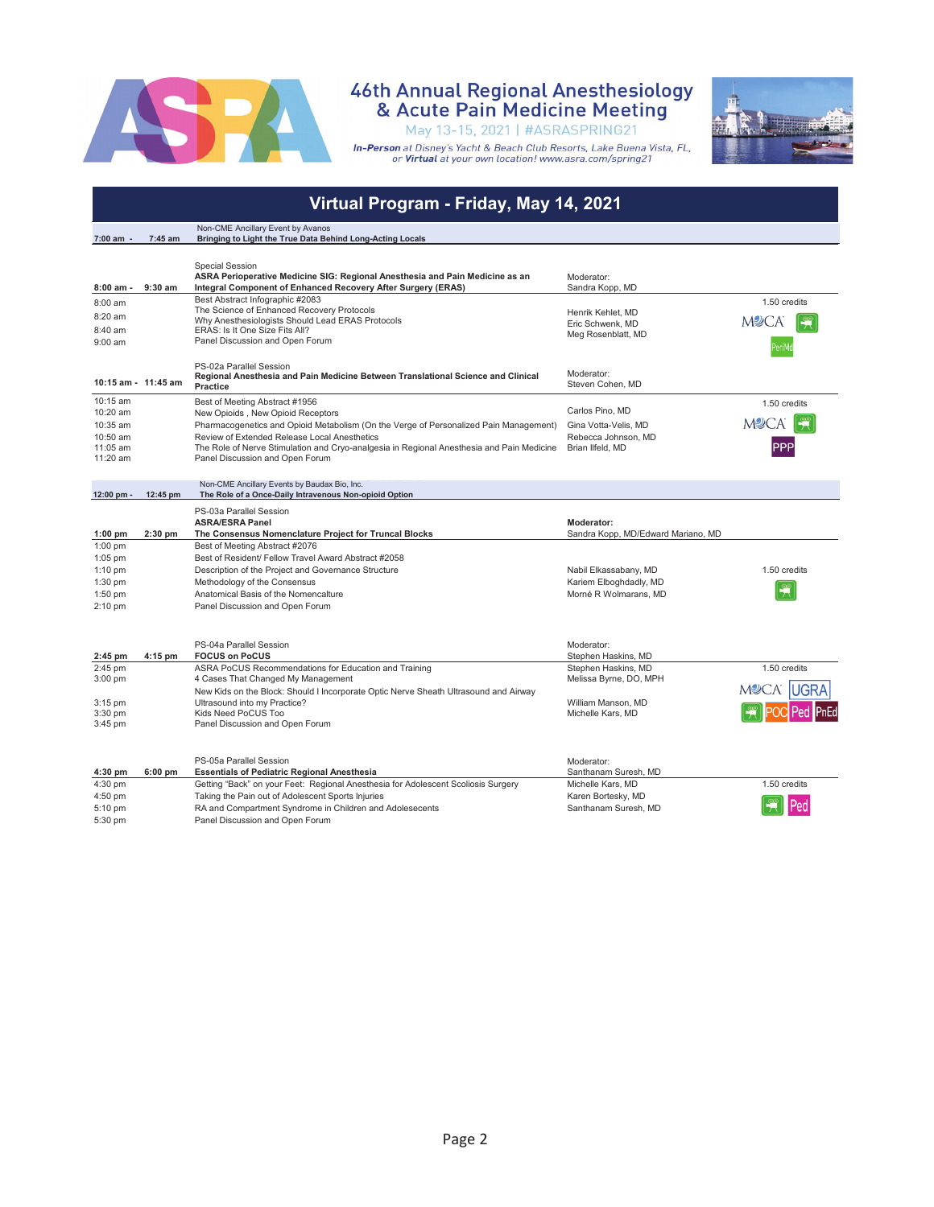# 46th Annual Regional Anesthesiology & Acute Pain Medicine Meeting

May 13-15, 2021 | #ASRASPRING21

***In-Person*** *at Disney's Yacht & Beach Club Resorts, Lake Buena Vista, FL,*
*or* ***Virtual*** *at your own location! www.asra.com/spring21*

## Virtual Program - Friday, May 14, 2021

**7:00 am - 7:45 am**
Non-CME Ancillary Event by Avanos
**Bringing to Light the True Data Behind Long-Acting Locals**

---

**8:00 am - 9:30 am**
Special Session
**ASRA Perioperative Medicine SIG: Regional Anesthesia and Pain Medicine as an Integral Component of Enhanced Recovery After Surgery (ERAS)**
Moderator: Sandra Kopp, MD
1.50 credits — MOCA, PeriMd

| Time | Topic | Speaker |
|---|---|---|
| 8:00 am | Best Abstract Infographic #2083 | |
| 8:20 am | The Science of Enhanced Recovery Protocols | Henrik Kehlet, MD |
| 8:40 am | Why Anesthesiologists Should Lead ERAS Protocols | Eric Schwenk, MD |
| 9:00 am | ERAS: Is It One Size Fits All? | Meg Rosenblatt, MD |
| | Panel Discussion and Open Forum | |

**10:15 am - 11:45 am**
PS-02a Parallel Session
**Regional Anesthesia and Pain Medicine Between Translational Science and Clinical Practice**
Moderator: Steven Cohen, MD
1.50 credits — MOCA, PPP

| Time | Topic | Speaker |
|---|---|---|
| 10:15 am | Best of Meeting Abstract #1956 | |
| 10:20 am | New Opioids , New Opioid Receptors | Carlos Pino, MD |
| 10:35 am | Pharmacogenetics and Opioid Metabolism (On the Verge of Personalized Pain Management) | Gina Votta-Velis, MD |
| 10:50 am | Review of Extended Release Local Anesthetics | Rebecca Johnson, MD |
| 11:05 am | The Role of Nerve Stimulation and Cryo-analgesia in Regional Anesthesia and Pain Medicine | Brian Ilfeld, MD |
| 11:20 am | Panel Discussion and Open Forum | |

**12:00 pm - 12:45 pm**
Non-CME Ancillary Events by Baudax Bio, Inc.
**The Role of a Once-Daily Intravenous Non-opioid Option**

---

**1:00 pm - 2:30 pm**
PS-03a Parallel Session
**ASRA/ESRA Panel**
**The Consensus Nomenclature Project for Truncal Blocks**
**Moderator:** Sandra Kopp, MD/Edward Mariano, MD
1.50 credits

| Time | Topic | Speaker |
|---|---|---|
| 1:00 pm | Best of Meeting Abstract #2076 | |
| 1:05 pm | Best of Resident/ Fellow Travel Award Abstract #2058 | |
| 1:10 pm | Description of the Project and Governance Structure | Nabil Elkassabany, MD |
| 1:30 pm | Methodology of the Consensus | Kariem Elboghdadly, MD |
| 1:50 pm | Anatomical Basis of the Nomencalture | Morné R Wolmarans, MD |
| 2:10 pm | Panel Discussion and Open Forum | |

**2:45 pm - 4:15 pm**
PS-04a Parallel Session
**FOCUS on PoCUS**
Moderator: Stephen Haskins, MD
1.50 credits — MOCA, UGRA, POC, Ped, PnEd

| Time | Topic | Speaker |
|---|---|---|
| 2:45 pm | ASRA PoCUS Recommendations for Education and Training | Stephen Haskins, MD |
| 3:00 pm | 4 Cases That Changed My Management | Melissa Byrne, DO, MPH |
| 3:15 pm | New Kids on the Block: Should I Incorporate Optic Nerve Sheath Ultrasound and Airway Ultrasound into my Practice? | William Manson, MD |
| 3:30 pm | Kids Need PoCUS Too | Michelle Kars, MD |
| 3:45 pm | Panel Discussion and Open Forum | |

**4:30 pm - 6:00 pm**
PS-05a Parallel Session
**Essentials of Pediatric Regional Anesthesia**
Moderator: Santhanam Suresh, MD
1.50 credits — Ped

| Time | Topic | Speaker |
|---|---|---|
| 4:30 pm | Getting "Back" on your Feet: Regional Anesthesia for Adolescent Scoliosis Surgery | Michelle Kars, MD |
| 4:50 pm | Taking the Pain out of Adolescent Sports Injuries | Karen Bortesky, MD |
| 5:10 pm | RA and Compartment Syndrome in Children and Adolescecents | Santhanam Suresh, MD |
| 5:30 pm | Panel Discussion and Open Forum | |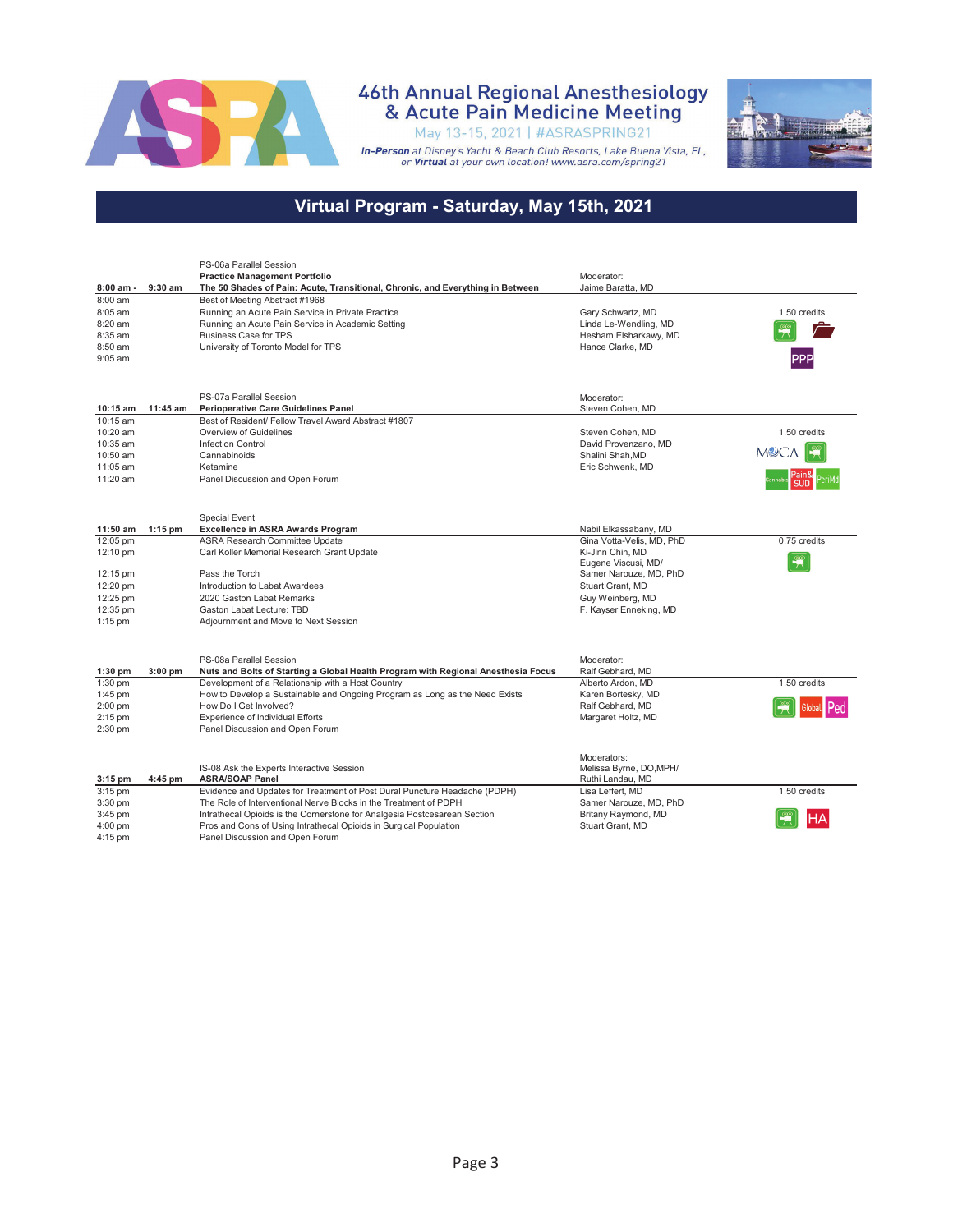# 46th Annual Regional Anesthesiology & Acute Pain Medicine Meeting

May 13-15, 2021 | #ASRASPRING21

***In-Person*** at Disney's Yacht & Beach Club Resorts, Lake Buena Vista, FL, or ***Virtual*** at your own location! www.asra.com/spring21

## Virtual Program - Saturday, May 15th, 2021

| | | | | |
|---|---|---|---|---|
| | | PS-06a Parallel Session | | |
| | | **Practice Management Portfolio** | Moderator: | |
| **8:00 am -** | **9:30 am** | **The 50 Shades of Pain: Acute, Transitional, Chronic, and Everything in Between** | Jaime Baratta, MD | |
| 8:00 am | | Best of Meeting Abstract #1968 | | |
| 8:05 am | | Running an Acute Pain Service in Private Practice | Gary Schwartz, MD | 1.50 credits |
| 8:20 am | | Running an Acute Pain Service in Academic Setting | Linda Le-Wendling, MD | |
| 8:35 am | | Business Case for TPS | Hesham Elsharkawy, MD | |
| 8:50 am | | University of Toronto Model for TPS | Hance Clarke, MD | |
| 9:05 am | | | | PPP |

| | | | | |
|---|---|---|---|---|
| | | PS-07a Parallel Session | Moderator: | |
| **10:15 am** | **11:45 am** | **Perioperative Care Guidelines Panel** | Steven Cohen, MD | |
| 10:15 am | | Best of Resident/ Fellow Travel Award Abstract #1807 | | |
| 10:20 am | | Overview of Guidelines | Steven Cohen, MD | 1.50 credits |
| 10:35 am | | Infection Control | David Provenzano, MD | MOCA |
| 10:50 am | | Cannabinoids | Shalini Shah,MD | |
| 11:05 am | | Ketamine | Eric Schwenk, MD | |
| 11:20 am | | Panel Discussion and Open Forum | | Cannabis, Pain& SUD, PeriMd |

| | | | | |
|---|---|---|---|---|
| | | Special Event | | |
| **11:50 am** | **1:15 pm** | **Excellence in ASRA Awards Program** | Nabil Elkassabany, MD | |
| 12:05 pm | | ASRA Research Committee Update | Gina Votta-Velis, MD, PhD | 0.75 credits |
| 12:10 pm | | Carl Koller Memorial Research Grant Update | Ki-Jinn Chin, MD<br>Eugene Viscusi, MD/ | |
| 12:15 pm | | Pass the Torch | Samer Narouze, MD, PhD | |
| 12:20 pm | | Introduction to Labat Awardees | Stuart Grant, MD | |
| 12:25 pm | | 2020 Gaston Labat Remarks | Guy Weinberg, MD | |
| 12:35 pm | | Gaston Labat Lecture: TBD | F. Kayser Enneking, MD | |
| 1:15 pm | | Adjournment and Move to Next Session | | |

| | | | | |
|---|---|---|---|---|
| | | PS-08a Parallel Session | Moderator: | |
| **1:30 pm** | **3:00 pm** | **Nuts and Bolts of Starting a Global Health Program with Regional Anesthesia Focus** | Ralf Gebhard, MD | |
| 1:30 pm | | Development of a Relationship with a Host Country | Alberto Ardon, MD | 1.50 credits |
| 1:45 pm | | How to Develop a Sustainable and Ongoing Program as Long as the Need Exists | Karen Bortesky, MD | |
| 2:00 pm | | How Do I Get Involved? | Ralf Gebhard, MD | Global, Ped |
| 2:15 pm | | Experience of Individual Efforts | Margaret Holtz, MD | |
| 2:30 pm | | Panel Discussion and Open Forum | | |

| | | | | |
|---|---|---|---|---|
| | | IS-08 Ask the Experts Interactive Session | Moderators:<br>Melissa Byrne, DO,MPH/ | |
| **3:15 pm** | **4:45 pm** | **ASRA/SOAP Panel** | Ruthi Landau, MD | |
| 3:15 pm | | Evidence and Updates for Treatment of Post Dural Puncture Headache (PDPH) | Lisa Leffert, MD | 1.50 credits |
| 3:30 pm | | The Role of Interventional Nerve Blocks in the Treatment of PDPH | Samer Narouze, MD, PhD | |
| 3:45 pm | | Intrathecal Opioids is the Cornerstone for Analgesia Postcesarean Section | Britany Raymond, MD | HA |
| 4:00 pm | | Pros and Cons of Using Intrathecal Opioids in Surgical Population | Stuart Grant, MD | |
| 4:15 pm | | Panel Discussion and Open Forum | | |